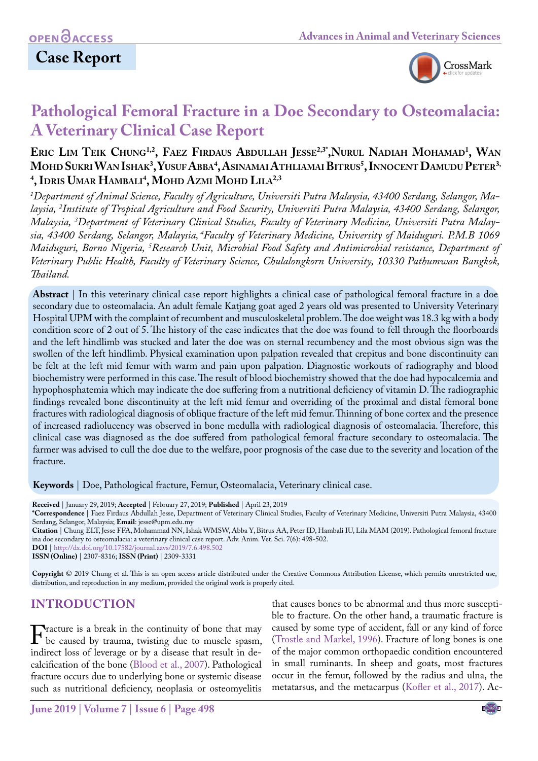Case Report

# Pathological Femoral Fracture in a Doe Secondary to Osteomalacia: A Veterinary Clinical Case Report

**Eric Lim Teik Chung[1,2], Faez Firdaus Abdullah Jesse[2,3*], Nurul Nadiah Mohamad[1], Wan Mohd Sukri Wan Ishak[3], Yusuf Abba[4], Asinamai Athliamai Bitrus[5], Innocent Damudu Peter[3,4], Idris Umar Hambali[4], Mohd Azmi Mohd Lila[2,3]**

*[1]Department of Animal Science, Faculty of Agriculture, Universiti Putra Malaysia, 43400 Serdang, Selangor, Malaysia, [2]Institute of Tropical Agriculture and Food Security, Universiti Putra Malaysia, 43400 Serdang, Selangor, Malaysia, [3]Department of Veterinary Clinical Studies, Faculty of Veterinary Medicine, Universiti Putra Malaysia, 43400 Serdang, Selangor, Malaysia, [4]Faculty of Veterinary Medicine, University of Maiduguri. P.M.B 1069 Maiduguri, Borno Nigeria, [5]Research Unit, Microbial Food Safety and Antimicrobial resistance, Department of Veterinary Public Health, Faculty of Veterinary Science, Chulalongkorn University, 10330 Pathumwan Bangkok, Thailand.*

**Abstract** | In this veterinary clinical case report highlights a clinical case of pathological femoral fracture in a doe secondary due to osteomalacia. An adult female Katjang goat aged 2 years old was presented to University Veterinary Hospital UPM with the complaint of recumbent and musculoskeletal problem. The doe weight was 18.3 kg with a body condition score of 2 out of 5. The history of the case indicates that the doe was found to fell through the floorboards and the left hindlimb was stucked and later the doe was on sternal recumbency and the most obvious sign was the swollen of the left hindlimb. Physical examination upon palpation revealed that crepitus and bone discontinuity can be felt at the left mid femur with warm and pain upon palpation. Diagnostic workouts of radiography and blood biochemistry were performed in this case. The result of blood biochemistry showed that the doe had hypocalcemia and hypophosphatemia which may indicate the doe suffering from a nutritional deficiency of vitamin D. The radiographic findings revealed bone discontinuity at the left mid femur and overriding of the proximal and distal femoral bone fractures with radiological diagnosis of oblique fracture of the left mid femur. Thinning of bone cortex and the presence of increased radiolucency was observed in bone medulla with radiological diagnosis of osteomalacia. Therefore, this clinical case was diagnosed as the doe suffered from pathological femoral fracture secondary to osteomalacia. The farmer was advised to cull the doe due to the welfare, poor prognosis of the case due to the severity and location of the fracture.

**Keywords** | Doe, Pathological fracture, Femur, Osteomalacia, Veterinary clinical case.

**Received** | January 29, 2019; **Accepted** | February 27, 2019; **Published** | April 23, 2019
**\*Correspondence** | Faez Firdaus Abdullah Jesse, Department of Veterinary Clinical Studies, Faculty of Veterinary Medicine, Universiti Putra Malaysia, 43400 Serdang, Selangor, Malaysia; **Email**: jesse@upm.edu.my
**Citation** | Chung ELT, Jesse FFA, Mohammad NN, Ishak WMSW, Abba Y, Bitrus AA, Peter ID, Hambali IU, Lila MAM (2019). Pathological femoral fracture ina doe secondary to osteomalacia: a veterinary clinical case report. Adv. Anim. Vet. Sci. 7(6): 498-502.
**DOI** | http://dx.doi.org/10.17582/journal.aavs/2019/7.6.498.502
**ISSN (Online)** | 2307-8316; **ISSN (Print)** | 2309-3331

**Copyright** © 2019 Chung et al. This is an open access article distributed under the Creative Commons Attribution License, which permits unrestricted use, distribution, and reproduction in any medium, provided the original work is properly cited.

## INTRODUCTION

Fracture is a break in the continuity of bone that may be caused by trauma, twisting due to muscle spasm, indirect loss of leverage or by a disease that result in decalcification of the bone (Blood et al., 2007). Pathological fracture occurs due to underlying bone or systemic disease such as nutritional deficiency, neoplasia or osteomyelitis that causes bones to be abnormal and thus more susceptible to fracture. On the other hand, a traumatic fracture is caused by some type of accident, fall or any kind of force (Trostle and Markel, 1996). Fracture of long bones is one of the major common orthopaedic condition encountered in small ruminants. In sheep and goats, most fractures occur in the femur, followed by the radius and ulna, the metatarsus, and the metacarpus (Kofler et al., 2017). Ac-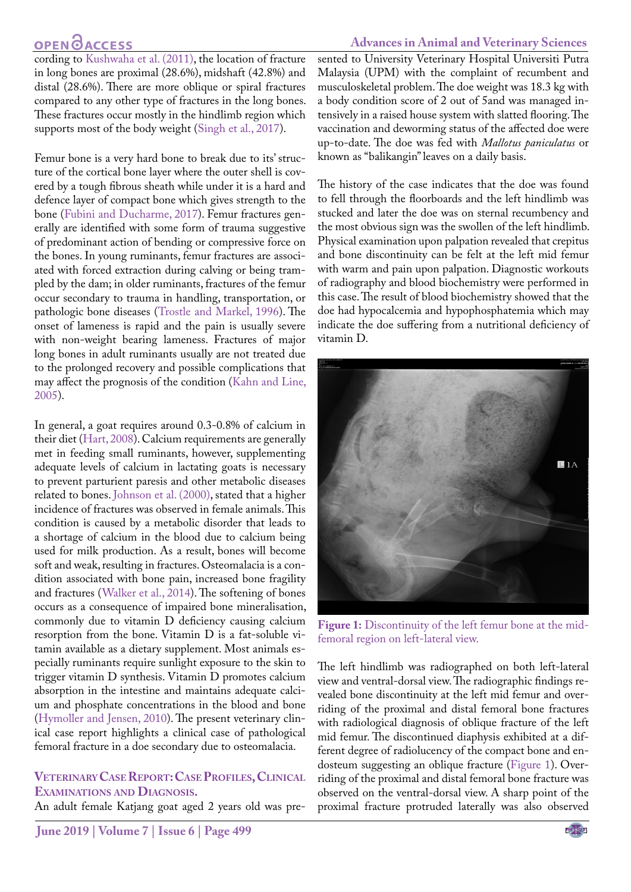cording to Kushwaha et al. (2011), the location of fracture in long bones are proximal (28.6%), midshaft (42.8%) and distal (28.6%). There are more oblique or spiral fractures compared to any other type of fractures in the long bones. These fractures occur mostly in the hindlimb region which supports most of the body weight (Singh et al., 2017).

Femur bone is a very hard bone to break due to its' structure of the cortical bone layer where the outer shell is covered by a tough fibrous sheath while under it is a hard and defence layer of compact bone which gives strength to the bone (Fubini and Ducharme, 2017). Femur fractures generally are identified with some form of trauma suggestive of predominant action of bending or compressive force on the bones. In young ruminants, femur fractures are associated with forced extraction during calving or being trampled by the dam; in older ruminants, fractures of the femur occur secondary to trauma in handling, transportation, or pathologic bone diseases (Trostle and Markel, 1996). The onset of lameness is rapid and the pain is usually severe with non-weight bearing lameness. Fractures of major long bones in adult ruminants usually are not treated due to the prolonged recovery and possible complications that may affect the prognosis of the condition (Kahn and Line, 2005).

In general, a goat requires around 0.3-0.8% of calcium in their diet (Hart, 2008). Calcium requirements are generally met in feeding small ruminants, however, supplementing adequate levels of calcium in lactating goats is necessary to prevent parturient paresis and other metabolic diseases related to bones. Johnson et al. (2000), stated that a higher incidence of fractures was observed in female animals. This condition is caused by a metabolic disorder that leads to a shortage of calcium in the blood due to calcium being used for milk production. As a result, bones will become soft and weak, resulting in fractures. Osteomalacia is a condition associated with bone pain, increased bone fragility and fractures (Walker et al., 2014). The softening of bones occurs as a consequence of impaired bone mineralisation, commonly due to vitamin D deficiency causing calcium resorption from the bone. Vitamin D is a fat-soluble vitamin available as a dietary supplement. Most animals especially ruminants require sunlight exposure to the skin to trigger vitamin D synthesis. Vitamin D promotes calcium absorption in the intestine and maintains adequate calcium and phosphate concentrations in the blood and bone (Hymoller and Jensen, 2010). The present veterinary clinical case report highlights a clinical case of pathological femoral fracture in a doe secondary due to osteomalacia.

## Veterinary Case Report: Case Profiles, Clinical Examinations and Diagnosis.

An adult female Katjang goat aged 2 years old was presented to University Veterinary Hospital Universiti Putra Malaysia (UPM) with the complaint of recumbent and musculoskeletal problem. The doe weight was 18.3 kg with a body condition score of 2 out of 5and was managed intensively in a raised house system with slatted flooring. The vaccination and deworming status of the affected doe were up-to-date. The doe was fed with *Mallotus paniculatus* or known as "balikangin" leaves on a daily basis.

The history of the case indicates that the doe was found to fell through the floorboards and the left hindlimb was stucked and later the doe was on sternal recumbency and the most obvious sign was the swollen of the left hindlimb. Physical examination upon palpation revealed that crepitus and bone discontinuity can be felt at the left mid femur with warm and pain upon palpation. Diagnostic workouts of radiography and blood biochemistry were performed in this case. The result of blood biochemistry showed that the doe had hypocalcemia and hypophosphatemia which may indicate the doe suffering from a nutritional deficiency of vitamin D.

**Figure 1:** Discontinuity of the left femur bone at the mid-femoral region on left-lateral view.

The left hindlimb was radiographed on both left-lateral view and ventral-dorsal view. The radiographic findings revealed bone discontinuity at the left mid femur and overriding of the proximal and distal femoral bone fractures with radiological diagnosis of oblique fracture of the left mid femur. The discontinued diaphysis exhibited at a different degree of radiolucency of the compact bone and endosteum suggesting an oblique fracture (Figure 1). Overriding of the proximal and distal femoral bone fracture was observed on the ventral-dorsal view. A sharp point of the proximal fracture protruded laterally was also observed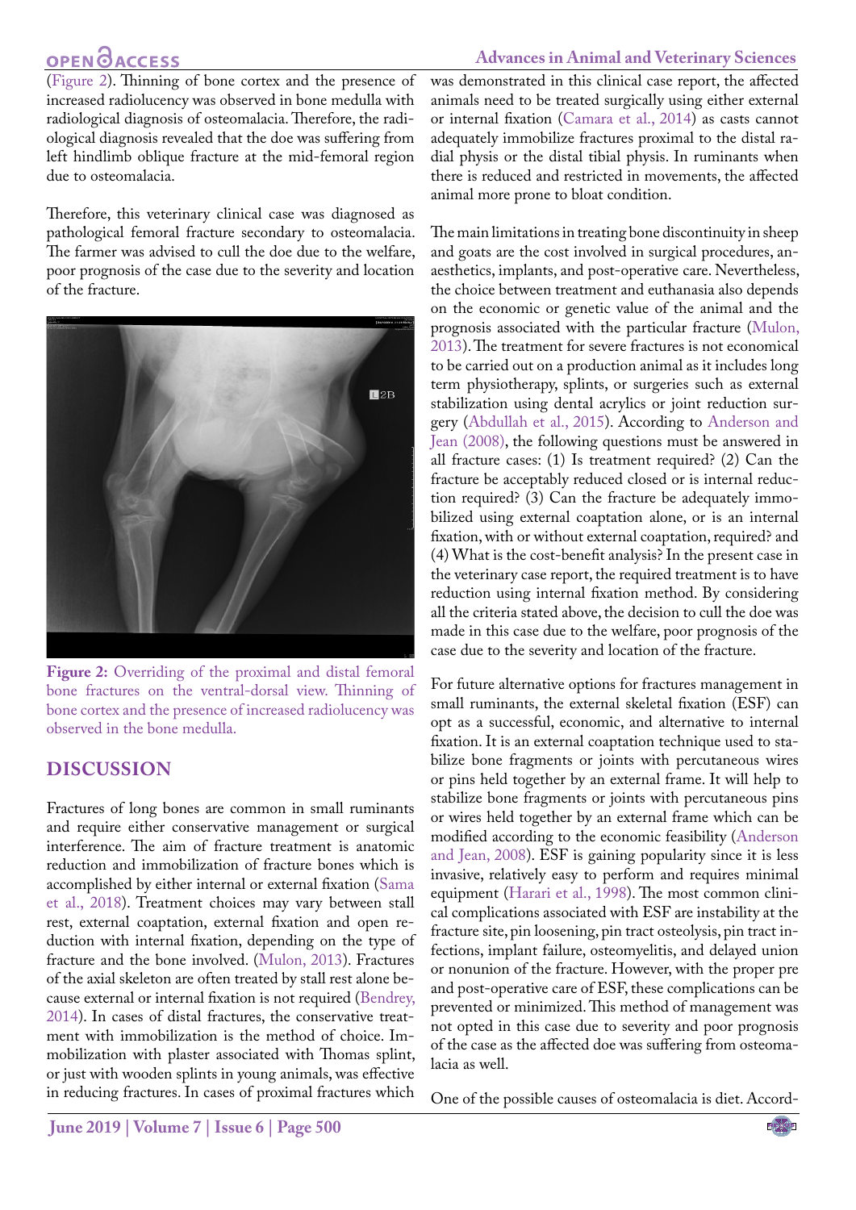(Figure 2). Thinning of bone cortex and the presence of increased radiolucency was observed in bone medulla with radiological diagnosis of osteomalacia. Therefore, the radiological diagnosis revealed that the doe was suffering from left hindlimb oblique fracture at the mid-femoral region due to osteomalacia.

Therefore, this veterinary clinical case was diagnosed as pathological femoral fracture secondary to osteomalacia. The farmer was advised to cull the doe due to the welfare, poor prognosis of the case due to the severity and location of the fracture.

**Figure 2:** Overriding of the proximal and distal femoral bone fractures on the ventral-dorsal view. Thinning of bone cortex and the presence of increased radiolucency was observed in the bone medulla.

## DISCUSSION

Fractures of long bones are common in small ruminants and require either conservative management or surgical interference. The aim of fracture treatment is anatomic reduction and immobilization of fracture bones which is accomplished by either internal or external fixation (Sama et al., 2018). Treatment choices may vary between stall rest, external coaptation, external fixation and open reduction with internal fixation, depending on the type of fracture and the bone involved. (Mulon, 2013). Fractures of the axial skeleton are often treated by stall rest alone because external or internal fixation is not required (Bendrey, 2014). In cases of distal fractures, the conservative treatment with immobilization is the method of choice. Immobilization with plaster associated with Thomas splint, or just with wooden splints in young animals, was effective in reducing fractures. In cases of proximal fractures which was demonstrated in this clinical case report, the affected animals need to be treated surgically using either external or internal fixation (Camara et al., 2014) as casts cannot adequately immobilize fractures proximal to the distal radial physis or the distal tibial physis. In ruminants when there is reduced and restricted in movements, the affected animal more prone to bloat condition.

The main limitations in treating bone discontinuity in sheep and goats are the cost involved in surgical procedures, anaesthetics, implants, and post-operative care. Nevertheless, the choice between treatment and euthanasia also depends on the economic or genetic value of the animal and the prognosis associated with the particular fracture (Mulon, 2013). The treatment for severe fractures is not economical to be carried out on a production animal as it includes long term physiotherapy, splints, or surgeries such as external stabilization using dental acrylics or joint reduction surgery (Abdullah et al., 2015). According to Anderson and Jean (2008), the following questions must be answered in all fracture cases: (1) Is treatment required? (2) Can the fracture be acceptably reduced closed or is internal reduction required? (3) Can the fracture be adequately immobilized using external coaptation alone, or is an internal fixation, with or without external coaptation, required? and (4) What is the cost-benefit analysis? In the present case in the veterinary case report, the required treatment is to have reduction using internal fixation method. By considering all the criteria stated above, the decision to cull the doe was made in this case due to the welfare, poor prognosis of the case due to the severity and location of the fracture.

For future alternative options for fractures management in small ruminants, the external skeletal fixation (ESF) can opt as a successful, economic, and alternative to internal fixation. It is an external coaptation technique used to stabilize bone fragments or joints with percutaneous wires or pins held together by an external frame. It will help to stabilize bone fragments or joints with percutaneous pins or wires held together by an external frame which can be modified according to the economic feasibility (Anderson and Jean, 2008). ESF is gaining popularity since it is less invasive, relatively easy to perform and requires minimal equipment (Harari et al., 1998). The most common clinical complications associated with ESF are instability at the fracture site, pin loosening, pin tract osteolysis, pin tract infections, implant failure, osteomyelitis, and delayed union or nonunion of the fracture. However, with the proper pre and post-operative care of ESF, these complications can be prevented or minimized. This method of management was not opted in this case due to severity and poor prognosis of the case as the affected doe was suffering from osteomalacia as well.

One of the possible causes of osteomalacia is diet. Accord-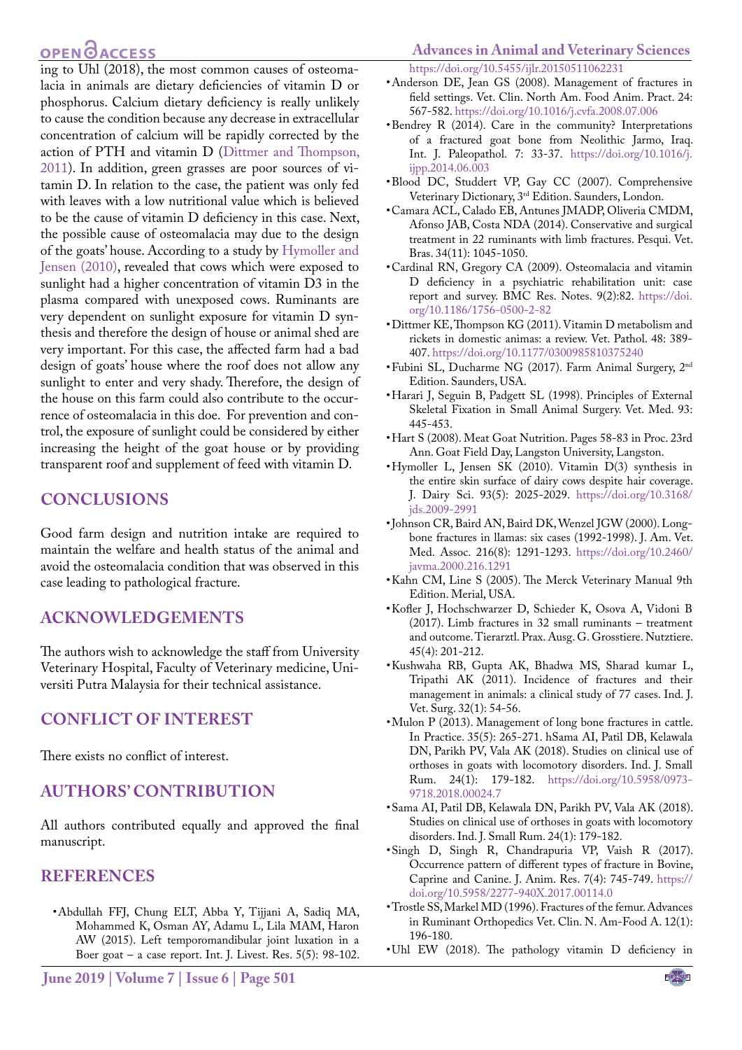ing to Uhl (2018), the most common causes of osteomalacia in animals are dietary deficiencies of vitamin D or phosphorus. Calcium dietary deficiency is really unlikely to cause the condition because any decrease in extracellular concentration of calcium will be rapidly corrected by the action of PTH and vitamin D (Dittmer and Thompson, 2011). In addition, green grasses are poor sources of vitamin D. In relation to the case, the patient was only fed with leaves with a low nutritional value which is believed to be the cause of vitamin D deficiency in this case. Next, the possible cause of osteomalacia may due to the design of the goats' house. According to a study by Hymoller and Jensen (2010), revealed that cows which were exposed to sunlight had a higher concentration of vitamin D3 in the plasma compared with unexposed cows. Ruminants are very dependent on sunlight exposure for vitamin D synthesis and therefore the design of house or animal shed are very important. For this case, the affected farm had a bad design of goats' house where the roof does not allow any sunlight to enter and very shady. Therefore, the design of the house on this farm could also contribute to the occurrence of osteomalacia in this doe. For prevention and control, the exposure of sunlight could be considered by either increasing the height of the goat house or by providing transparent roof and supplement of feed with vitamin D.

## CONCLUSIONS

Good farm design and nutrition intake are required to maintain the welfare and health status of the animal and avoid the osteomalacia condition that was observed in this case leading to pathological fracture.

## ACKNOWLEDGEMENTS

The authors wish to acknowledge the staff from University Veterinary Hospital, Faculty of Veterinary medicine, Universiti Putra Malaysia for their technical assistance.

## CONFLICT OF INTEREST

There exists no conflict of interest.

## AUTHORS' CONTRIBUTION

All authors contributed equally and approved the final manuscript.

## REFERENCES

- Abdullah FFJ, Chung ELT, Abba Y, Tijjani A, Sadiq MA, Mohammed K, Osman AY, Adamu L, Lila MAM, Haron AW (2015). Left temporomandibular joint luxation in a Boer goat – a case report. Int. J. Livest. Res. 5(5): 98-102. https://doi.org/10.5455/ijlr.20150511062231
- Anderson DE, Jean GS (2008). Management of fractures in field settings. Vet. Clin. North Am. Food Anim. Pract. 24: 567-582. https://doi.org/10.1016/j.cvfa.2008.07.006
- Bendrey R (2014). Care in the community? Interpretations of a fractured goat bone from Neolithic Jarmo, Iraq. Int. J. Paleopathol. 7: 33-37. https://doi.org/10.1016/j.ijpp.2014.06.003
- Blood DC, Studdert VP, Gay CC (2007). Comprehensive Veterinary Dictionary, 3rd Edition. Saunders, London.
- Camara ACL, Calado EB, Antunes JMADP, Oliveria CMDM, Afonso JAB, Costa NDA (2014). Conservative and surgical treatment in 22 ruminants with limb fractures. Pesqui. Vet. Bras. 34(11): 1045-1050.
- Cardinal RN, Gregory CA (2009). Osteomalacia and vitamin D deficiency in a psychiatric rehabilitation unit: case report and survey. BMC Res. Notes. 9(2):82. https://doi.org/10.1186/1756-0500-2-82
- Dittmer KE, Thompson KG (2011). Vitamin D metabolism and rickets in domestic animas: a review. Vet. Pathol. 48: 389-407. https://doi.org/10.1177/0300985810375240
- Fubini SL, Ducharme NG (2017). Farm Animal Surgery, 2nd Edition. Saunders, USA.
- Harari J, Seguin B, Padgett SL (1998). Principles of External Skeletal Fixation in Small Animal Surgery. Vet. Med. 93: 445-453.
- Hart S (2008). Meat Goat Nutrition. Pages 58-83 in Proc. 23rd Ann. Goat Field Day, Langston University, Langston.
- Hymoller L, Jensen SK (2010). Vitamin D(3) synthesis in the entire skin surface of dairy cows despite hair coverage. J. Dairy Sci. 93(5): 2025-2029. https://doi.org/10.3168/jds.2009-2991
- Johnson CR, Baird AN, Baird DK, Wenzel JGW (2000). Long-bone fractures in llamas: six cases (1992-1998). J. Am. Vet. Med. Assoc. 216(8): 1291-1293. https://doi.org/10.2460/javma.2000.216.1291
- Kahn CM, Line S (2005). The Merck Veterinary Manual 9th Edition. Merial, USA.
- Kofler J, Hochschwarzer D, Schieder K, Osova A, Vidoni B (2017). Limb fractures in 32 small ruminants – treatment and outcome. Tierarztl. Prax. Ausg. G. Grosstiere. Nutztiere. 45(4): 201-212.
- Kushwaha RB, Gupta AK, Bhadwa MS, Sharad kumar L, Tripathi AK (2011). Incidence of fractures and their management in animals: a clinical study of 77 cases. Ind. J. Vet. Surg. 32(1): 54-56.
- Mulon P (2013). Management of long bone fractures in cattle. In Practice. 35(5): 265-271. hSama AI, Patil DB, Kelawala DN, Parikh PV, Vala AK (2018). Studies on clinical use of orthoses in goats with locomotory disorders. Ind. J. Small Rum. 24(1): 179-182. https://doi.org/10.5958/0973-9718.2018.00024.7
- Sama AI, Patil DB, Kelawala DN, Parikh PV, Vala AK (2018). Studies on clinical use of orthoses in goats with locomotory disorders. Ind. J. Small Rum. 24(1): 179-182.
- Singh D, Singh R, Chandrapuria VP, Vaish R (2017). Occurrence pattern of different types of fracture in Bovine, Caprine and Canine. J. Anim. Res. 7(4): 745-749. https://doi.org/10.5958/2277-940X.2017.00114.0
- Trostle SS, Markel MD (1996). Fractures of the femur. Advances in Ruminant Orthopedics Vet. Clin. N. Am-Food A. 12(1): 196-180.
- Uhl EW (2018). The pathology vitamin D deficiency in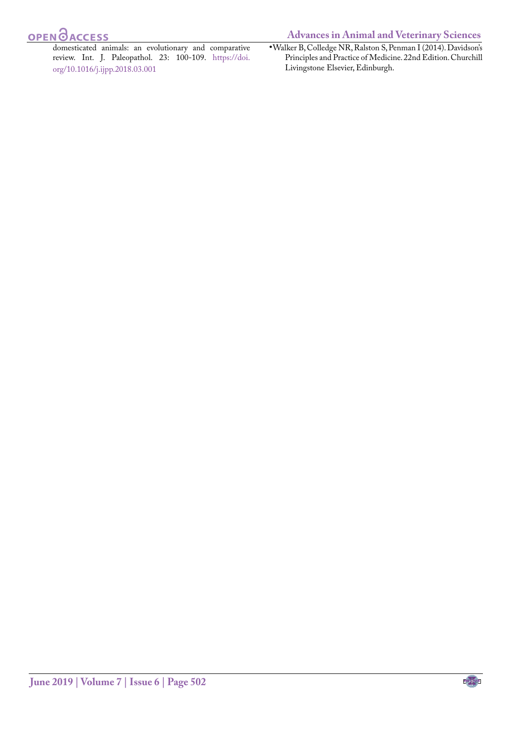domesticated animals: an evolutionary and comparative review. Int. J. Paleopathol. 23: 100-109. https://doi.org/10.1016/j.ijpp.2018.03.001

- Walker B, Colledge NR, Ralston S, Penman I (2014). Davidson's Principles and Practice of Medicine. 22nd Edition. Churchill Livingstone Elsevier, Edinburgh.